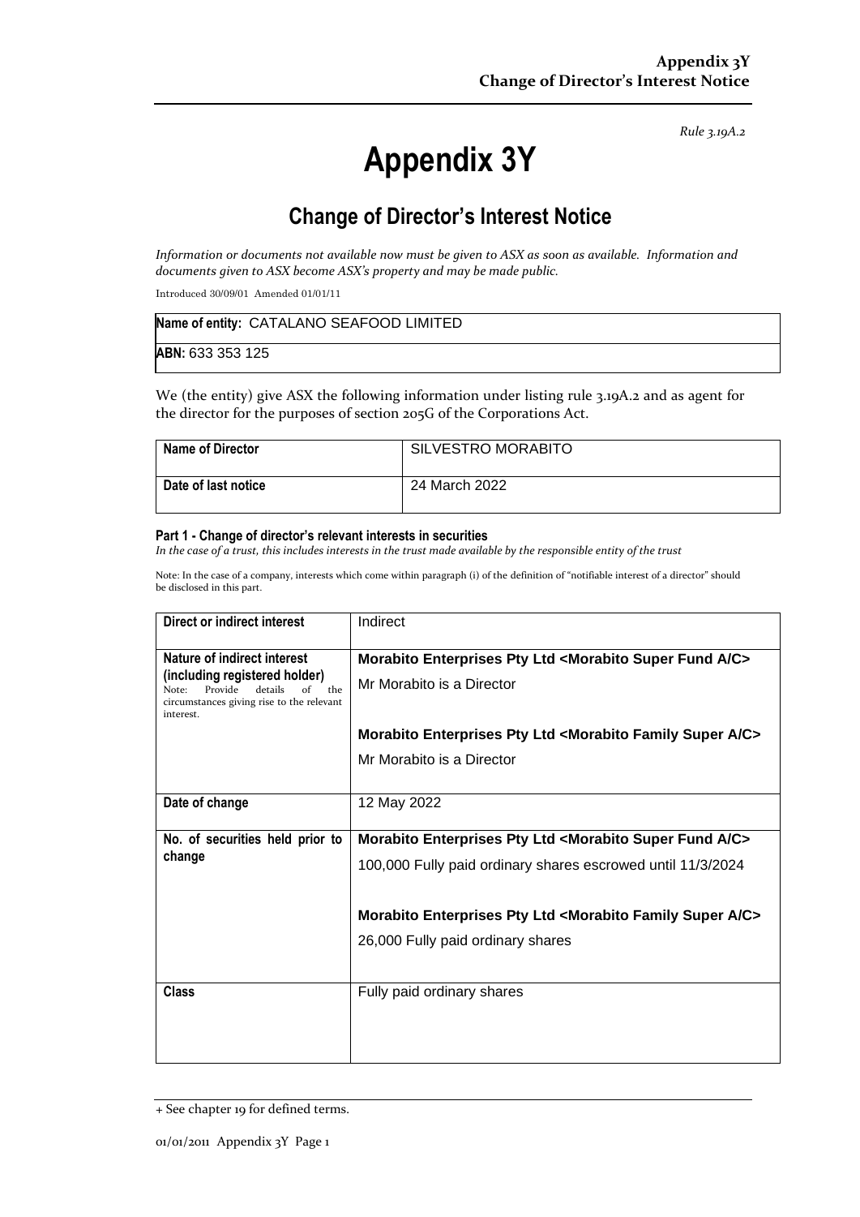*Rule 3.19A.2*

# Appendix 3Y

## Change of Director's Interest Notice

*Information or documents not available now must be given to ASX as soon as available. Information and documents given to ASX become ASX's property and may be made public.*

Introduced 30/09/01 Amended 01/01/11

| **Name of entity:** CATALANO SEAFOOD LIMITED |
|---|
| **ABN:** 633 353 125 |

We (the entity) give ASX the following information under listing rule 3.19A.2 and as agent for the director for the purposes of section 205G of the Corporations Act.

| **Name of Director** | SILVESTRO MORABITO |
|---|---|
| **Date of last notice** | 24 March 2022 |

#### Part 1 - Change of director's relevant interests in securities

*In the case of a trust, this includes interests in the trust made available by the responsible entity of the trust*

Note: In the case of a company, interests which come within paragraph (i) of the definition of "notifiable interest of a director" should be disclosed in this part.

| **Direct or indirect interest** | Indirect |
|---|---|
| **Nature of indirect interest (including registered holder)** Note: Provide details of the circumstances giving rise to the relevant interest. | **Morabito Enterprises Pty Ltd <Morabito Super Fund A/C>** Mr Morabito is a Director **Morabito Enterprises Pty Ltd <Morabito Family Super A/C>** Mr Morabito is a Director |
| **Date of change** | 12 May 2022 |
| **No. of securities held prior to change** | **Morabito Enterprises Pty Ltd <Morabito Super Fund A/C>** 100,000 Fully paid ordinary shares escrowed until 11/3/2024 **Morabito Enterprises Pty Ltd <Morabito Family Super A/C>** 26,000 Fully paid ordinary shares |
| **Class** | Fully paid ordinary shares |

+ See chapter 19 for defined terms.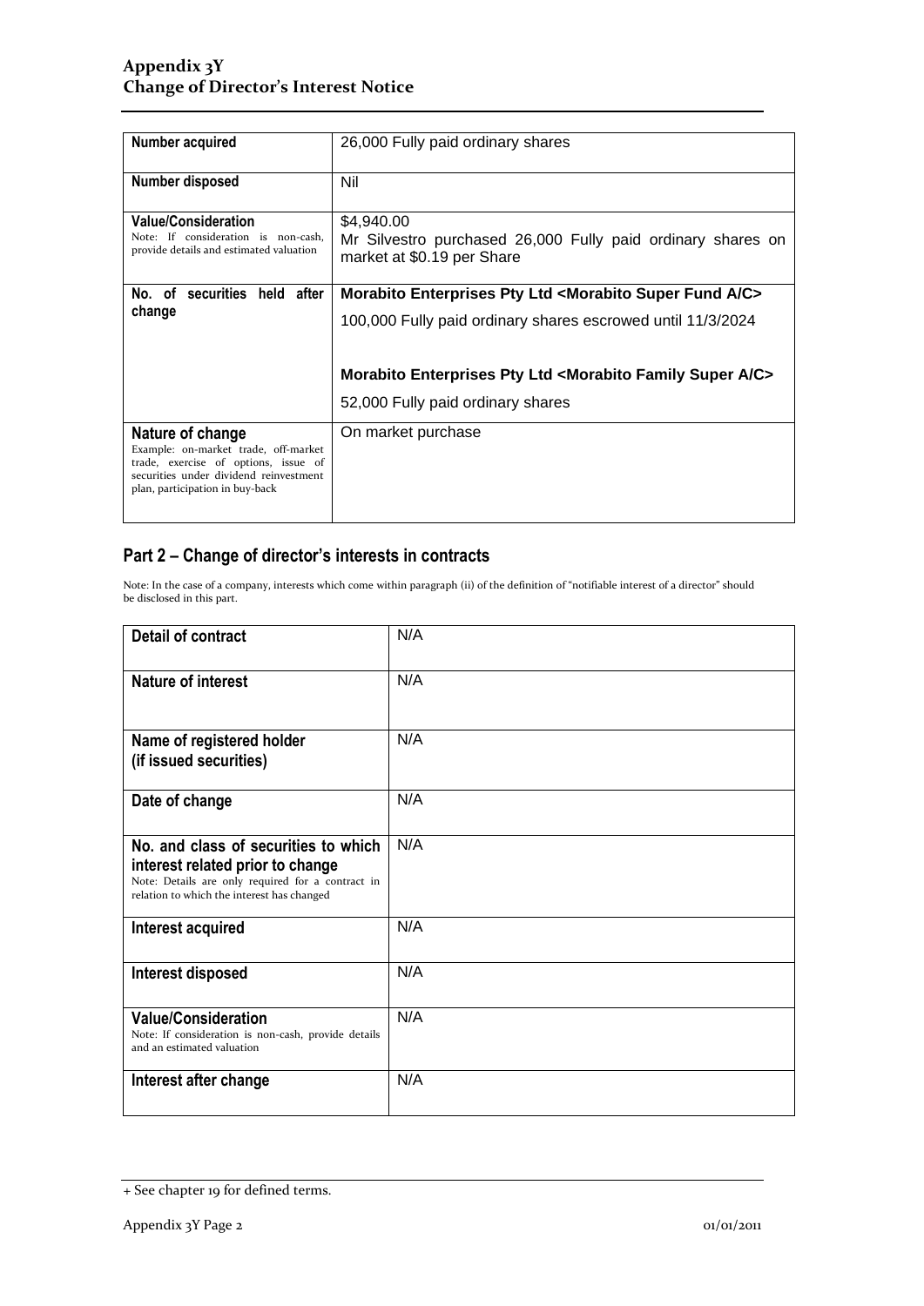| | |
|---|---|
| **Number acquired** | 26,000 Fully paid ordinary shares |
| **Number disposed** | Nil |
| **Value/Consideration**<br>Note: If consideration is non-cash, provide details and estimated valuation | \$4,940.00<br>Mr Silvestro purchased 26,000 Fully paid ordinary shares on market at \$0.19 per Share |
| **No. of securities held after change** | **Morabito Enterprises Pty Ltd <Morabito Super Fund A/C>**<br>100,000 Fully paid ordinary shares escrowed until 11/3/2024<br><br>**Morabito Enterprises Pty Ltd <Morabito Family Super A/C>**<br>52,000 Fully paid ordinary shares |
| **Nature of change**<br>Example: on-market trade, off-market trade, exercise of options, issue of securities under dividend reinvestment plan, participation in buy-back | On market purchase |

## Part 2 – Change of director's interests in contracts

Note: In the case of a company, interests which come within paragraph (ii) of the definition of "notifiable interest of a director" should be disclosed in this part.

| | |
|---|---|
| **Detail of contract** | N/A |
| **Nature of interest** | N/A |
| **Name of registered holder (if issued securities)** | N/A |
| **Date of change** | N/A |
| **No. and class of securities to which interest related prior to change**<br>Note: Details are only required for a contract in relation to which the interest has changed | N/A |
| **Interest acquired** | N/A |
| **Interest disposed** | N/A |
| **Value/Consideration**<br>Note: If consideration is non-cash, provide details and an estimated valuation | N/A |
| **Interest after change** | N/A |

+ See chapter 19 for defined terms.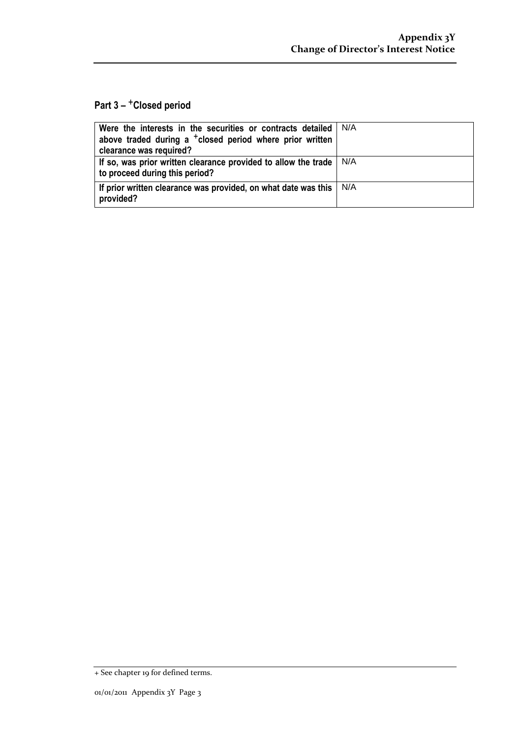## Part 3 – +Closed period

| | |
|---|---|
| **Were the interests in the securities or contracts detailed above traded during a +closed period where prior written clearance was required?** | N/A |
| **If so, was prior written clearance provided to allow the trade to proceed during this period?** | N/A |
| **If prior written clearance was provided, on what date was this provided?** | N/A |

+ See chapter 19 for defined terms.